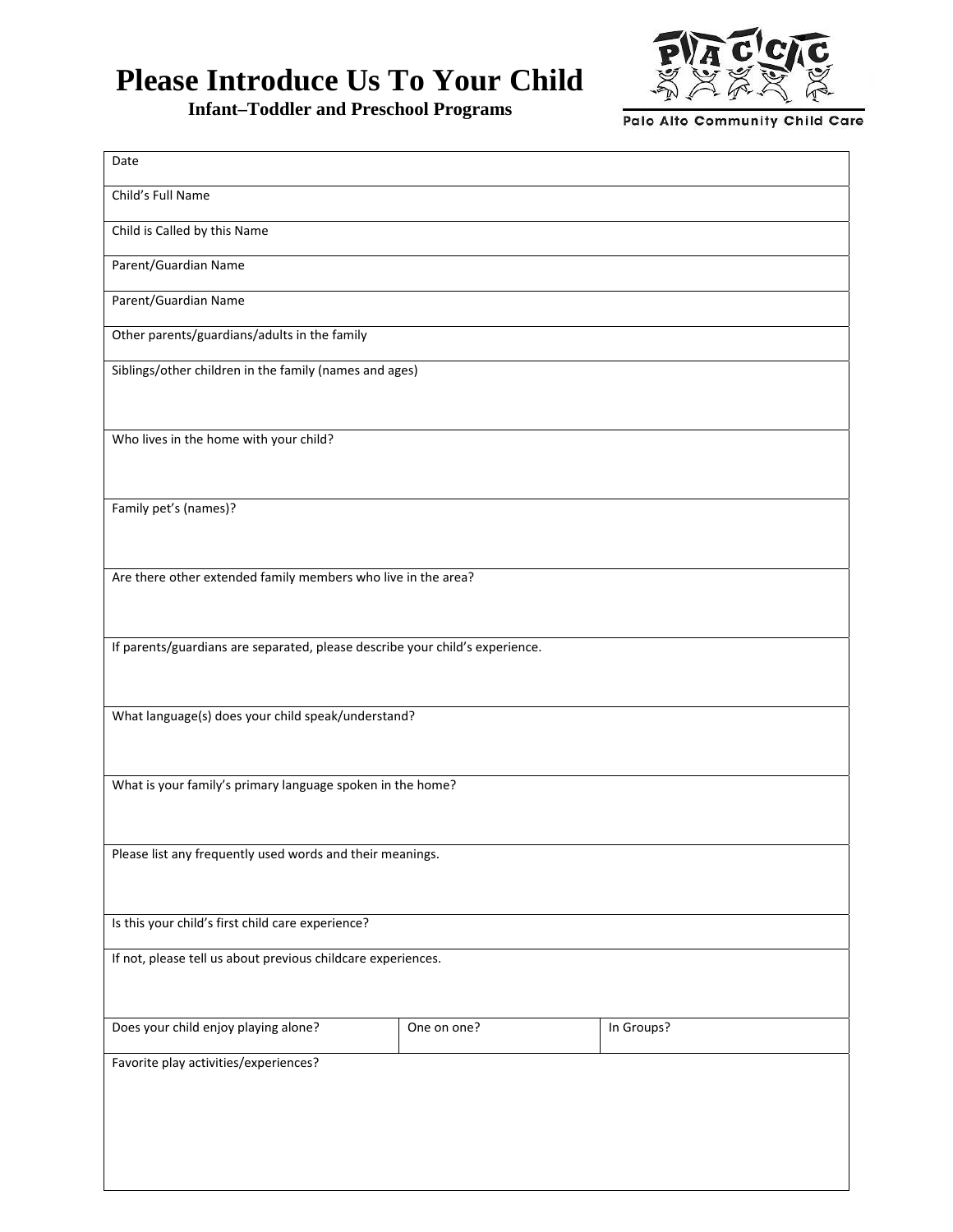# Please Introduce Us To Your Child

**Infant–Toddler and Preschool Programs**

PACCC
Palo Alto Community Child Care

| Date | | |
|---|---|---|
| Child's Full Name | | |
| Child is Called by this Name | | |
| Parent/Guardian Name | | |
| Parent/Guardian Name | | |
| Other parents/guardians/adults in the family | | |
| Siblings/other children in the family (names and ages) | | |
| Who lives in the home with your child? | | |
| Family pet's (names)? | | |
| Are there other extended family members who live in the area? | | |
| If parents/guardians are separated, please describe your child's experience. | | |
| What language(s) does your child speak/understand? | | |
| What is your family's primary language spoken in the home? | | |
| Please list any frequently used words and their meanings. | | |
| Is this your child's first child care experience? | | |
| If not, please tell us about previous childcare experiences. | | |
| Does your child enjoy playing alone? | One on one? | In Groups? |
| Favorite play activities/experiences? | | |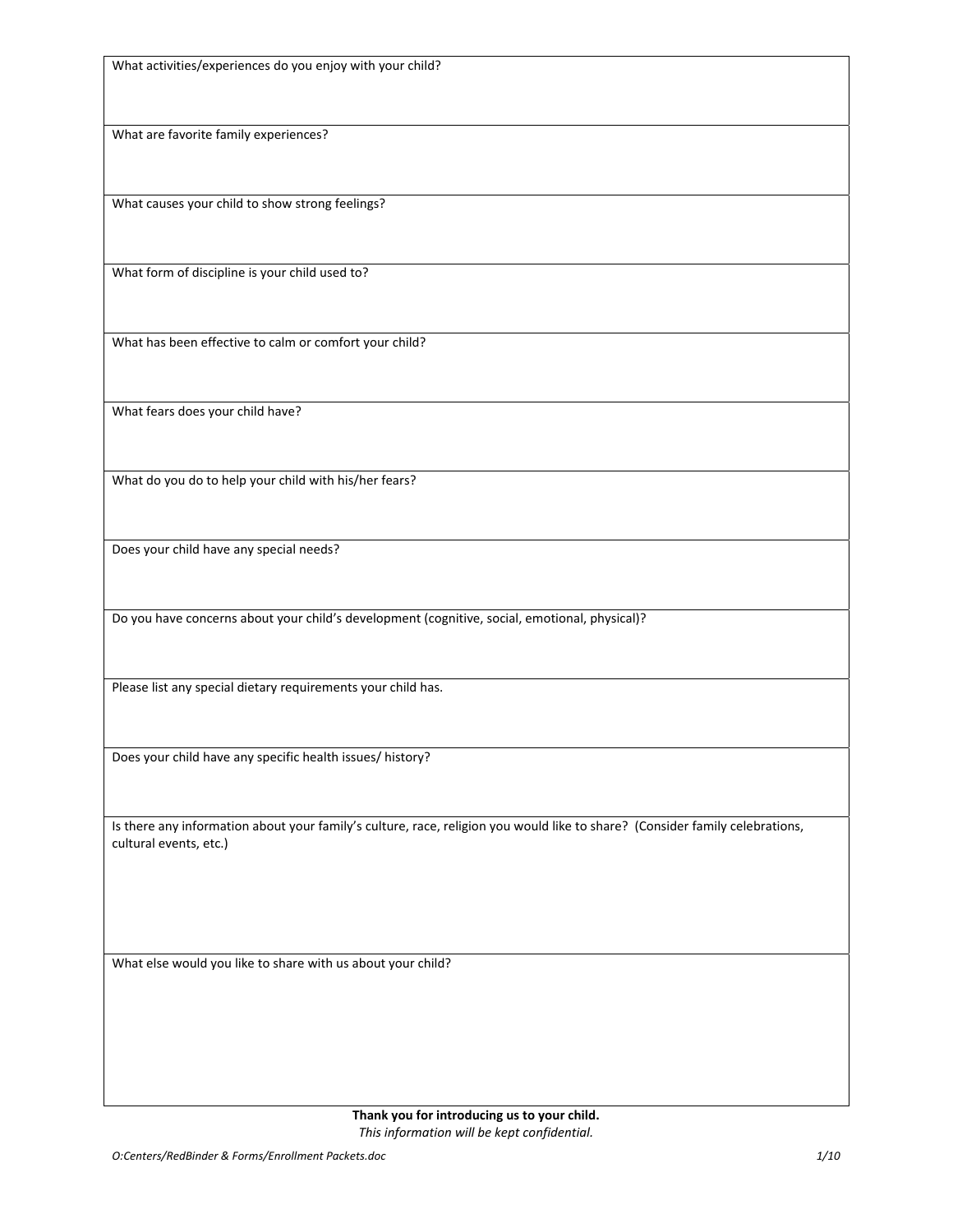What activities/experiences do you enjoy with your child?

What are favorite family experiences?

What causes your child to show strong feelings?

What form of discipline is your child used to?

What has been effective to calm or comfort your child?

What fears does your child have?

What do you do to help your child with his/her fears?

Does your child have any special needs?

Do you have concerns about your child's development (cognitive, social, emotional, physical)?

Please list any special dietary requirements your child has.

Does your child have any specific health issues/ history?

Is there any information about your family's culture, race, religion you would like to share? (Consider family celebrations, cultural events, etc.)

What else would you like to share with us about your child?

**Thank you for introducing us to your child.**

*This information will be kept confidential.*